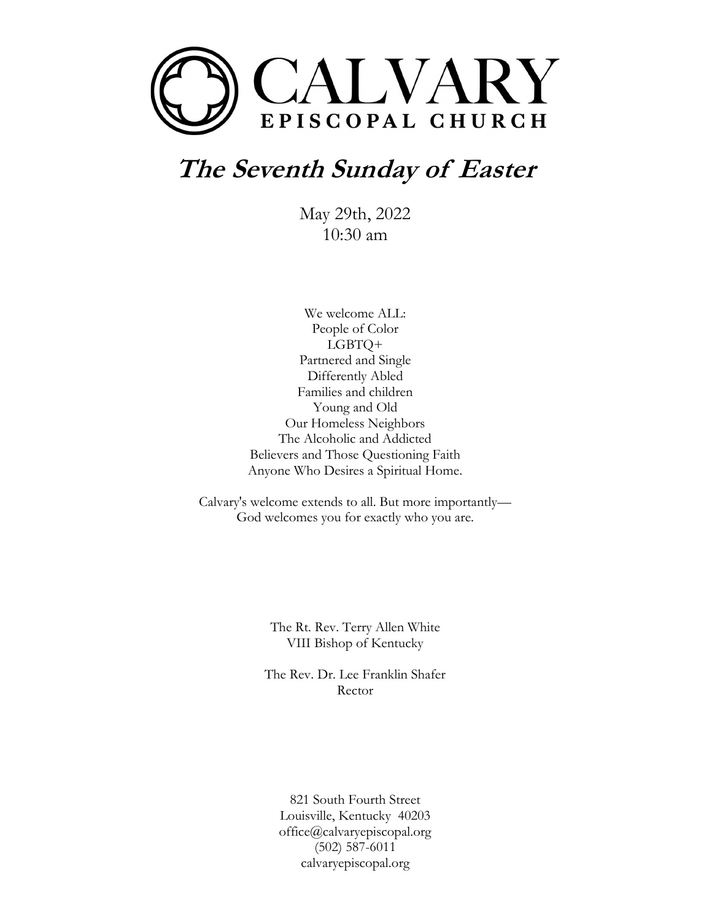# CALVARY
EPISCOPAL CHURCH

## *The Seventh Sunday of Easter*

May 29th, 2022
10:30 am

We welcome ALL:
People of Color
LGBTQ+
Partnered and Single
Differently Abled
Families and children
Young and Old
Our Homeless Neighbors
The Alcoholic and Addicted
Believers and Those Questioning Faith
Anyone Who Desires a Spiritual Home.

Calvary's welcome extends to all. But more importantly—
God welcomes you for exactly who you are.

The Rt. Rev. Terry Allen White
VIII Bishop of Kentucky

The Rev. Dr. Lee Franklin Shafer
Rector

821 South Fourth Street
Louisville, Kentucky 40203
office@calvaryepiscopal.org
(502) 587-6011
calvaryepiscopal.org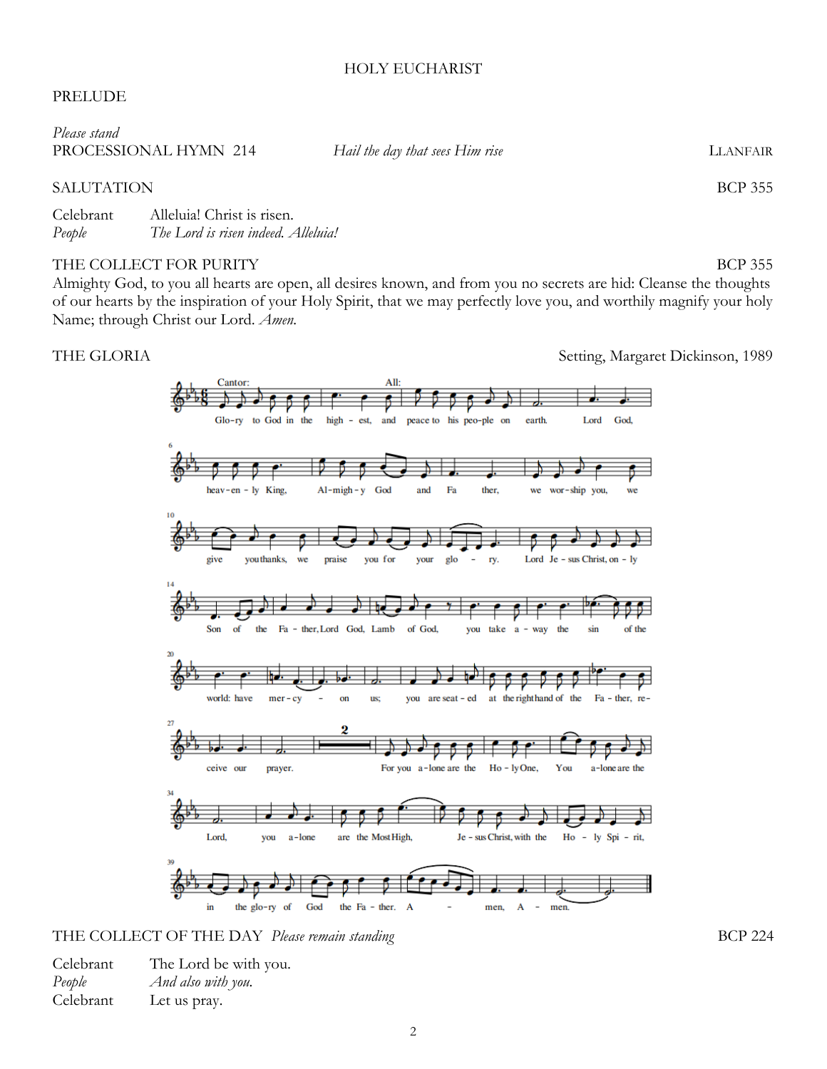# HOLY EUCHARIST

PRELUDE

*Please stand*

PROCESSIONAL HYMN 214 — *Hail the day that sees Him rise* — LLANFAIR

SALUTATION — BCP 355

Celebrant — Alleluia! Christ is risen.
*People — The Lord is risen indeed. Alleluia!*

THE COLLECT FOR PURITY — BCP 355

Almighty God, to you all hearts are open, all desires known, and from you no secrets are hid: Cleanse the thoughts of our hearts by the inspiration of your Holy Spirit, that we may perfectly love you, and worthily magnify your holy Name; through Christ our Lord. *Amen.*

THE GLORIA — Setting, Margaret Dickinson, 1989

Cantor: Glory to God in the highest, All: and peace to his people on earth. Lord God, heavenly King, Almighty God and Father, we worship you, we give you thanks, we praise you for your glory. Lord Jesus Christ, only Son of the Father, Lord God, Lamb of God, you take away the sin of the world: have mercy on us; you are seated at the right hand of the Father, receive our prayer. For you alone are the Holy One, You alone are the Lord, you alone are the Most High, Jesus Christ, with the Holy Spirit, in the glory of God the Father. Amen, Amen.

THE COLLECT OF THE DAY *Please remain standing* — BCP 224

Celebrant — The Lord be with you.
*People — And also with you.*
Celebrant — Let us pray.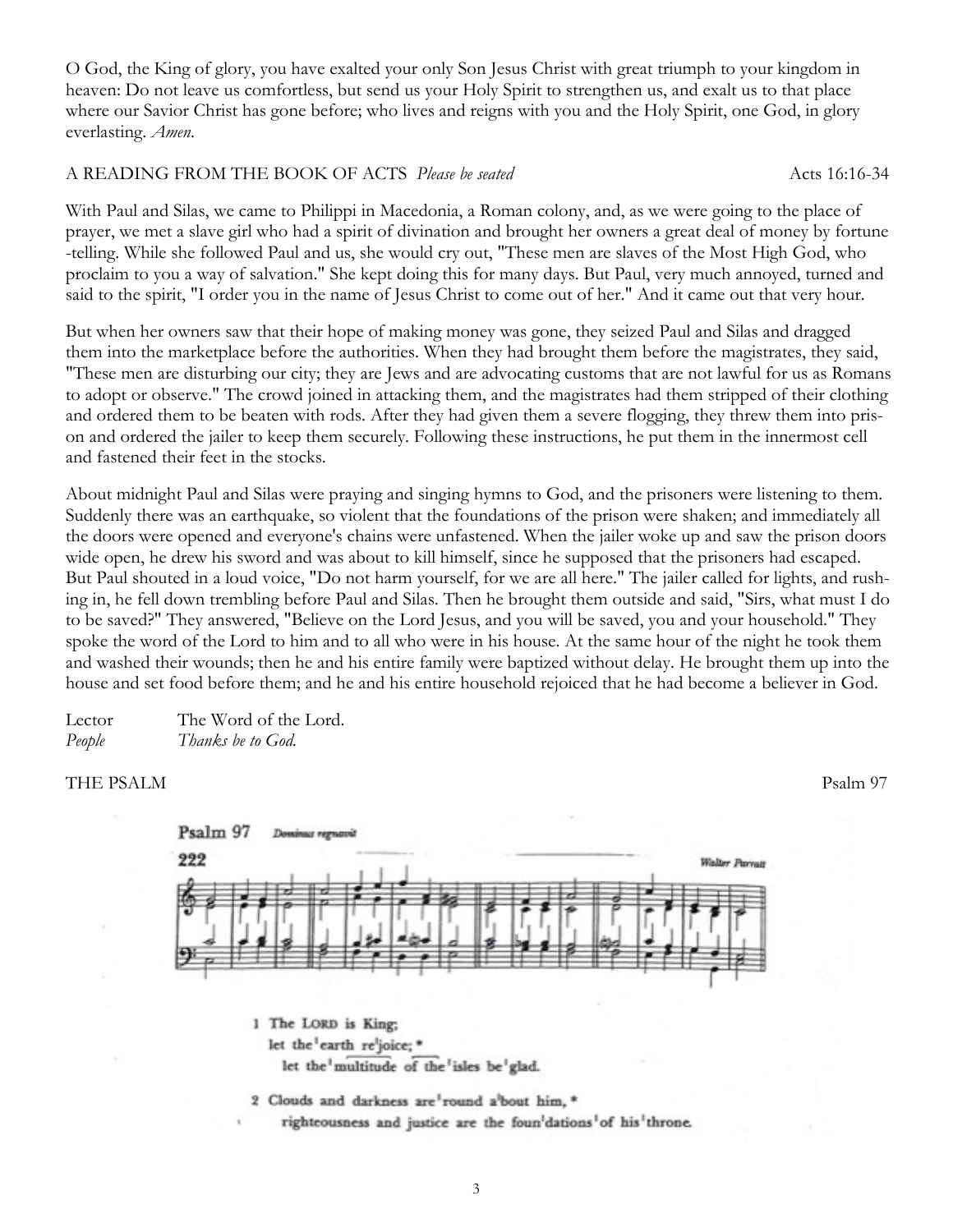O God, the King of glory, you have exalted your only Son Jesus Christ with great triumph to your kingdom in heaven: Do not leave us comfortless, but send us your Holy Spirit to strengthen us, and exalt us to that place where our Savior Christ has gone before; who lives and reigns with you and the Holy Spirit, one God, in glory everlasting. *Amen.*

A READING FROM THE BOOK OF ACTS *Please be seated* Acts 16:16-34

With Paul and Silas, we came to Philippi in Macedonia, a Roman colony, and, as we were going to the place of prayer, we met a slave girl who had a spirit of divination and brought her owners a great deal of money by fortune-telling. While she followed Paul and us, she would cry out, "These men are slaves of the Most High God, who proclaim to you a way of salvation." She kept doing this for many days. But Paul, very much annoyed, turned and said to the spirit, "I order you in the name of Jesus Christ to come out of her." And it came out that very hour.

But when her owners saw that their hope of making money was gone, they seized Paul and Silas and dragged them into the marketplace before the authorities. When they had brought them before the magistrates, they said, "These men are disturbing our city; they are Jews and are advocating customs that are not lawful for us as Romans to adopt or observe." The crowd joined in attacking them, and the magistrates had them stripped of their clothing and ordered them to be beaten with rods. After they had given them a severe flogging, they threw them into prison and ordered the jailer to keep them securely. Following these instructions, he put them in the innermost cell and fastened their feet in the stocks.

About midnight Paul and Silas were praying and singing hymns to God, and the prisoners were listening to them. Suddenly there was an earthquake, so violent that the foundations of the prison were shaken; and immediately all the doors were opened and everyone's chains were unfastened. When the jailer woke up and saw the prison doors wide open, he drew his sword and was about to kill himself, since he supposed that the prisoners had escaped. But Paul shouted in a loud voice, "Do not harm yourself, for we are all here." The jailer called for lights, and rushing in, he fell down trembling before Paul and Silas. Then he brought them outside and said, "Sirs, what must I do to be saved?" They answered, "Believe on the Lord Jesus, and you will be saved, you and your household." They spoke the word of the Lord to him and to all who were in his house. At the same hour of the night he took them and washed their wounds; then he and his entire family were baptized without delay. He brought them up into the house and set food before them; and he and his entire household rejoiced that he had become a believer in God.

Lector The Word of the Lord.
*People* *Thanks be to God.*

THE PSALM Psalm 97

Psalm 97 *Dominus regnavit*

222 *Walter Parratt*

1 The LORD is King;
let the earth rejoice; *
let the multitude of the isles be glad.

2 Clouds and darkness are round about him, *
righteousness and justice are the foundations of his throne.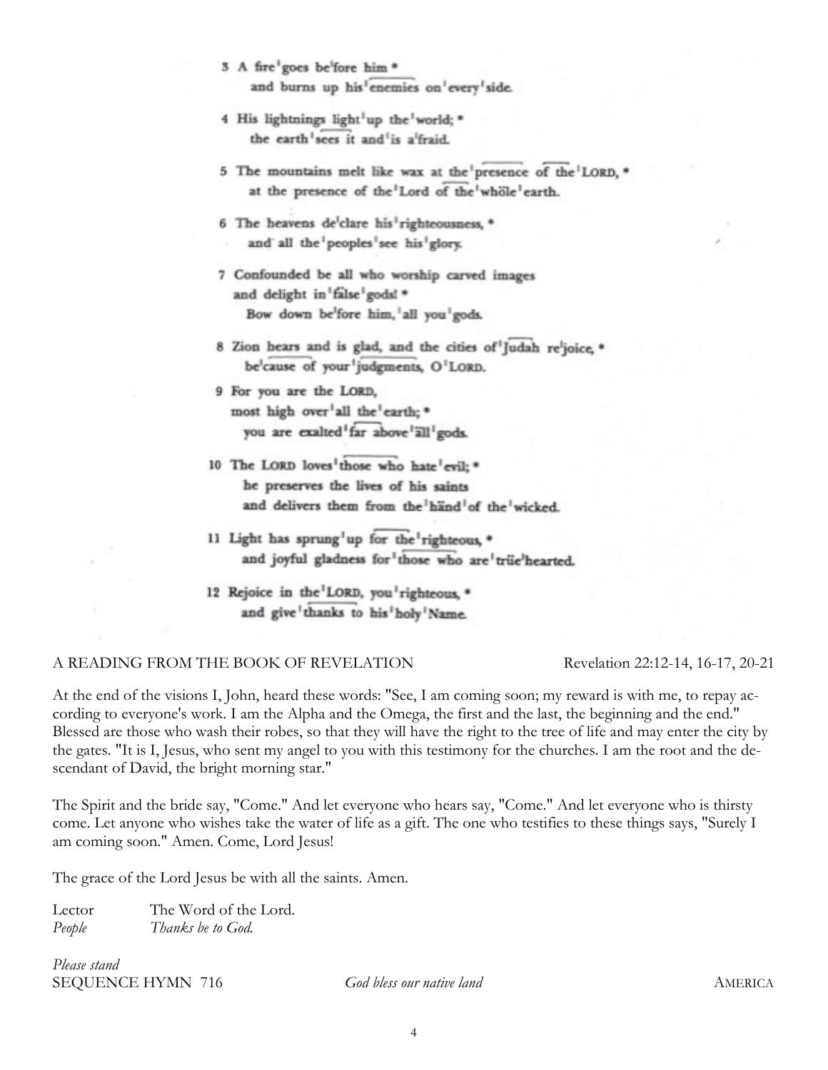3 A fire goes before him *
  and burns up his enemies on every side.

4 His lightnings light up the world; *
  the earth sees it and is afraid.

5 The mountains melt like wax at the presence of the LORD, *
  at the presence of the Lord of the whole earth.

6 The heavens declare his righteousness, *
  and all the peoples see his glory.

7 Confounded be all who worship carved images
 and delight in false gods! *
  Bow down before him, all you gods.

8 Zion hears and is glad, and the cities of Judah rejoice, *
  because of your judgments, O LORD.

9 For you are the LORD,
 most high over all the earth; *
  you are exalted far above all gods.

10 The LORD loves those who hate evil; *
  he preserves the lives of his saints
  and delivers them from the hand of the wicked.

11 Light has sprung up for the righteous, *
  and joyful gladness for those who are truehearted.

12 Rejoice in the LORD, you righteous, *
  and give thanks to his holy Name.

A READING FROM THE BOOK OF REVELATION Revelation 22:12-14, 16-17, 20-21

At the end of the visions I, John, heard these words: "See, I am coming soon; my reward is with me, to repay according to everyone's work. I am the Alpha and the Omega, the first and the last, the beginning and the end." Blessed are those who wash their robes, so that they will have the right to the tree of life and may enter the city by the gates. "It is I, Jesus, who sent my angel to you with this testimony for the churches. I am the root and the descendant of David, the bright morning star."

The Spirit and the bride say, "Come." And let everyone who hears say, "Come." And let everyone who is thirsty come. Let anyone who wishes take the water of life as a gift. The one who testifies to these things says, "Surely I am coming soon." Amen. Come, Lord Jesus!

The grace of the Lord Jesus be with all the saints. Amen.

Lector The Word of the Lord.
*People* *Thanks be to God.*

*Please stand*
SEQUENCE HYMN 716 *God bless our native land* AMERICA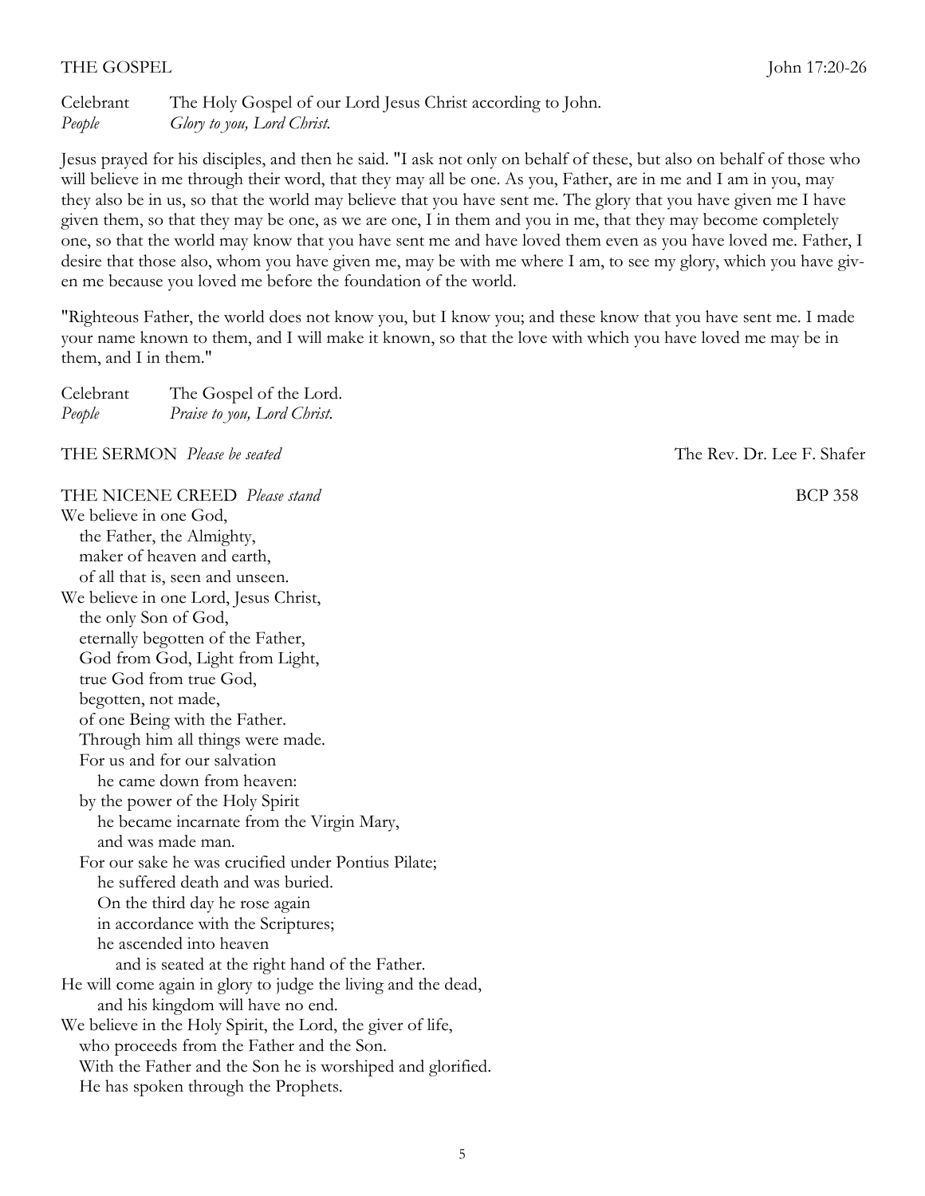THE GOSPEL John 17:20-26

Celebrant The Holy Gospel of our Lord Jesus Christ according to John.
*People* *Glory to you, Lord Christ.*

Jesus prayed for his disciples, and then he said. "I ask not only on behalf of these, but also on behalf of those who will believe in me through their word, that they may all be one. As you, Father, are in me and I am in you, may they also be in us, so that the world may believe that you have sent me. The glory that you have given me I have given them, so that they may be one, as we are one, I in them and you in me, that they may become completely one, so that the world may know that you have sent me and have loved them even as you have loved me. Father, I desire that those also, whom you have given me, may be with me where I am, to see my glory, which you have given me because you loved me before the foundation of the world.

"Righteous Father, the world does not know you, but I know you; and these know that you have sent me. I made your name known to them, and I will make it known, so that the love with which you have loved me may be in them, and I in them."

Celebrant The Gospel of the Lord.
*People* *Praise to you, Lord Christ.*

THE SERMON *Please be seated* The Rev. Dr. Lee F. Shafer

THE NICENE CREED *Please stand* BCP 358

We believe in one God,
the Father, the Almighty,
maker of heaven and earth,
of all that is, seen and unseen.
We believe in one Lord, Jesus Christ,
the only Son of God,
eternally begotten of the Father,
God from God, Light from Light,
true God from true God,
begotten, not made,
of one Being with the Father.
Through him all things were made.
For us and for our salvation
he came down from heaven:
by the power of the Holy Spirit
he became incarnate from the Virgin Mary,
and was made man.
For our sake he was crucified under Pontius Pilate;
he suffered death and was buried.
On the third day he rose again
in accordance with the Scriptures;
he ascended into heaven
and is seated at the right hand of the Father.
He will come again in glory to judge the living and the dead,
and his kingdom will have no end.
We believe in the Holy Spirit, the Lord, the giver of life,
who proceeds from the Father and the Son.
With the Father and the Son he is worshiped and glorified.
He has spoken through the Prophets.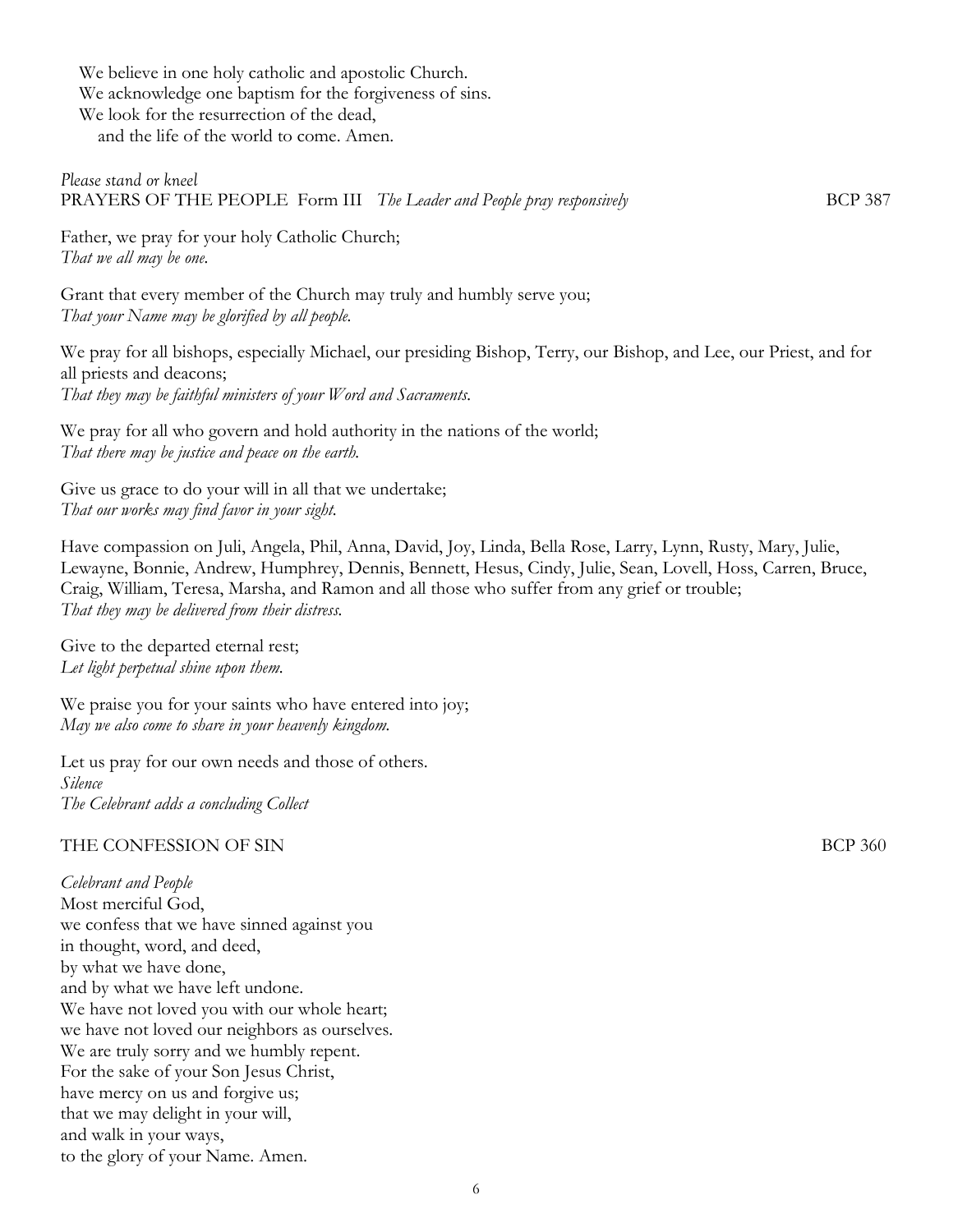We believe in one holy catholic and apostolic Church.
We acknowledge one baptism for the forgiveness of sins.
We look for the resurrection of the dead,
and the life of the world to come. Amen.

*Please stand or kneel*

PRAYERS OF THE PEOPLE Form III *The Leader and People pray responsively* BCP 387

Father, we pray for your holy Catholic Church;
*That we all may be one.*

Grant that every member of the Church may truly and humbly serve you;
*That your Name may be glorified by all people.*

We pray for all bishops, especially Michael, our presiding Bishop, Terry, our Bishop, and Lee, our Priest, and for all priests and deacons;
*That they may be faithful ministers of your Word and Sacraments.*

We pray for all who govern and hold authority in the nations of the world;
*That there may be justice and peace on the earth.*

Give us grace to do your will in all that we undertake;
*That our works may find favor in your sight.*

Have compassion on Juli, Angela, Phil, Anna, David, Joy, Linda, Bella Rose, Larry, Lynn, Rusty, Mary, Julie, Lewayne, Bonnie, Andrew, Humphrey, Dennis, Bennett, Hesus, Cindy, Julie, Sean, Lovell, Hoss, Carren, Bruce, Craig, William, Teresa, Marsha, and Ramon and all those who suffer from any grief or trouble;
*That they may be delivered from their distress.*

Give to the departed eternal rest;
*Let light perpetual shine upon them.*

We praise you for your saints who have entered into joy;
*May we also come to share in your heavenly kingdom.*

Let us pray for our own needs and those of others.
*Silence*
*The Celebrant adds a concluding Collect*

THE CONFESSION OF SIN BCP 360

*Celebrant and People*
Most merciful God,
we confess that we have sinned against you
in thought, word, and deed,
by what we have done,
and by what we have left undone.
We have not loved you with our whole heart;
we have not loved our neighbors as ourselves.
We are truly sorry and we humbly repent.
For the sake of your Son Jesus Christ,
have mercy on us and forgive us;
that we may delight in your will,
and walk in your ways,
to the glory of your Name. Amen.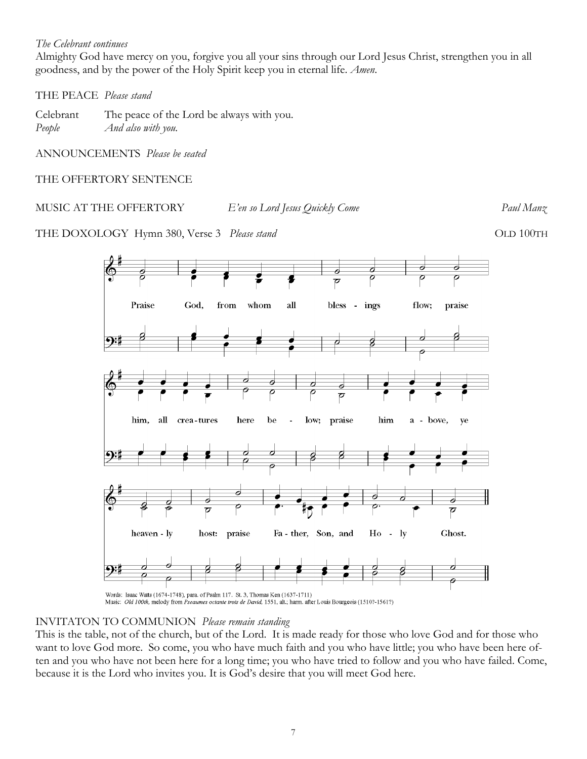*The Celebrant continues*

Almighty God have mercy on you, forgive you all your sins through our Lord Jesus Christ, strengthen you in all goodness, and by the power of the Holy Spirit keep you in eternal life. *Amen.*

THE PEACE *Please stand*

Celebrant The peace of the Lord be always with you.
*People And also with you.*

ANNOUNCEMENTS *Please be seated*

THE OFFERTORY SENTENCE

MUSIC AT THE OFFERTORY *E'en so Lord Jesus Quickly Come* *Paul Manz*

THE DOXOLOGY Hymn 380, Verse 3 *Please stand* OLD 100TH

Praise God, from whom all blessings flow; praise him, all creatures here below; praise him above, ye heavenly host: praise Father, Son, and Holy Ghost.

Words: Isaac Watts (1674-1748), para. of Psalm 117. St. 3, Thomas Ken (1637-1711)
Music: *Old 100th,* melody from *Pseaumes octante trois de David,* 1551, alt.; harm. after Louis Bourgeois (1510?-1561?)

INVITATON TO COMMUNION *Please remain standing*

This is the table, not of the church, but of the Lord. It is made ready for those who love God and for those who want to love God more. So come, you who have much faith and you who have little; you who have been here often and you who have not been here for a long time; you who have tried to follow and you who have failed. Come, because it is the Lord who invites you. It is God's desire that you will meet God here.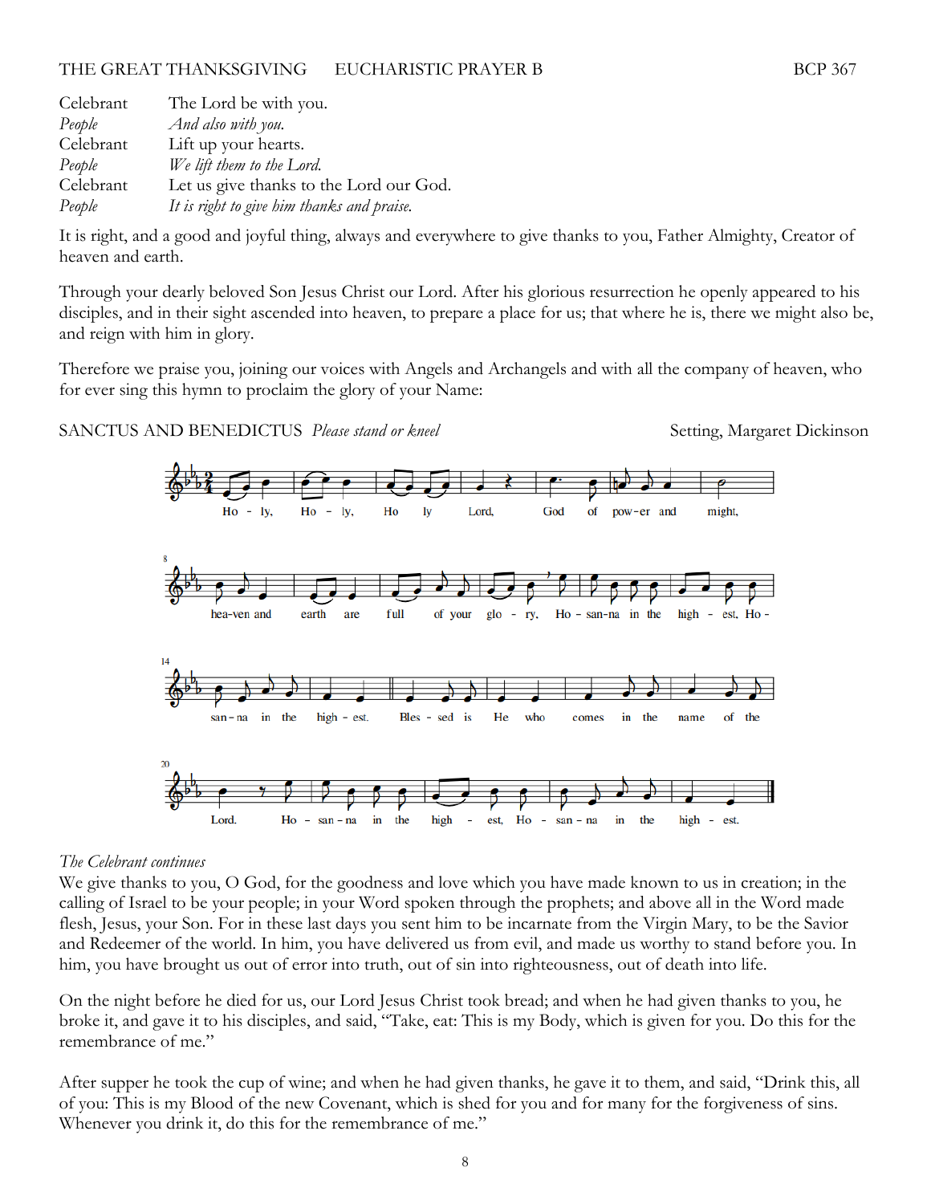THE GREAT THANKSGIVING EUCHARISTIC PRAYER B BCP 367

| | |
|---|---|
| Celebrant | The Lord be with you. |
| *People* | *And also with you.* |
| Celebrant | Lift up your hearts. |
| *People* | *We lift them to the Lord.* |
| Celebrant | Let us give thanks to the Lord our God. |
| *People* | *It is right to give him thanks and praise.* |

It is right, and a good and joyful thing, always and everywhere to give thanks to you, Father Almighty, Creator of heaven and earth.

Through your dearly beloved Son Jesus Christ our Lord. After his glorious resurrection he openly appeared to his disciples, and in their sight ascended into heaven, to prepare a place for us; that where he is, there we might also be, and reign with him in glory.

Therefore we praise you, joining our voices with Angels and Archangels and with all the company of heaven, who for ever sing this hymn to proclaim the glory of your Name:

SANCTUS AND BENEDICTUS *Please stand or kneel* Setting, Margaret Dickinson

Holy, Holy, Holy Lord, God of power and might, heaven and earth are full of your glory. Hosanna in the highest. Hosanna in the highest. Blessed is He who comes in the name of the Lord. Hosanna in the highest, Hosanna in the highest.

*The Celebrant continues*

We give thanks to you, O God, for the goodness and love which you have made known to us in creation; in the calling of Israel to be your people; in your Word spoken through the prophets; and above all in the Word made flesh, Jesus, your Son. For in these last days you sent him to be incarnate from the Virgin Mary, to be the Savior and Redeemer of the world. In him, you have delivered us from evil, and made us worthy to stand before you. In him, you have brought us out of error into truth, out of sin into righteousness, out of death into life.

On the night before he died for us, our Lord Jesus Christ took bread; and when he had given thanks to you, he broke it, and gave it to his disciples, and said, "Take, eat: This is my Body, which is given for you. Do this for the remembrance of me."

After supper he took the cup of wine; and when he had given thanks, he gave it to them, and said, "Drink this, all of you: This is my Blood of the new Covenant, which is shed for you and for many for the forgiveness of sins. Whenever you drink it, do this for the remembrance of me."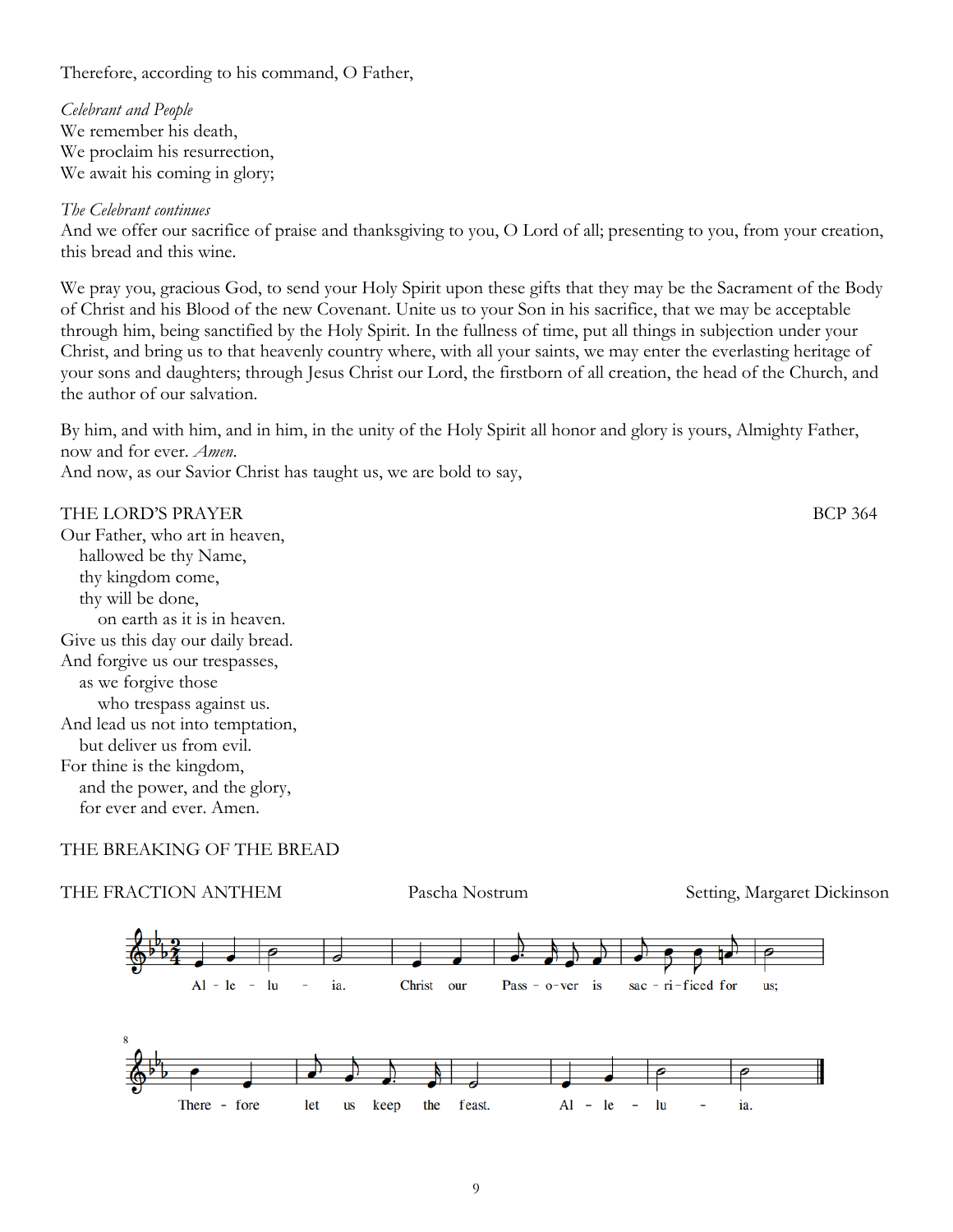Therefore, according to his command, O Father,

*Celebrant and People*
We remember his death,
We proclaim his resurrection,
We await his coming in glory;

*The Celebrant continues*
And we offer our sacrifice of praise and thanksgiving to you, O Lord of all; presenting to you, from your creation, this bread and this wine.

We pray you, gracious God, to send your Holy Spirit upon these gifts that they may be the Sacrament of the Body of Christ and his Blood of the new Covenant. Unite us to your Son in his sacrifice, that we may be acceptable through him, being sanctified by the Holy Spirit. In the fullness of time, put all things in subjection under your Christ, and bring us to that heavenly country where, with all your saints, we may enter the everlasting heritage of your sons and daughters; through Jesus Christ our Lord, the firstborn of all creation, the head of the Church, and the author of our salvation.

By him, and with him, and in him, in the unity of the Holy Spirit all honor and glory is yours, Almighty Father, now and for ever. *Amen.*
And now, as our Savior Christ has taught us, we are bold to say,

THE LORD'S PRAYER BCP 364

Our Father, who art in heaven,
hallowed be thy Name,
thy kingdom come,
thy will be done,
on earth as it is in heaven.
Give us this day our daily bread.
And forgive us our trespasses,
as we forgive those
who trespass against us.
And lead us not into temptation,
but deliver us from evil.
For thine is the kingdom,
and the power, and the glory,
for ever and ever. Amen.

THE BREAKING OF THE BREAD

THE FRACTION ANTHEM Pascha Nostrum Setting, Margaret Dickinson

Al - le - lu - ia. Christ our Pass - o-ver is sac - ri-ficed for us;

There - fore let us keep the feast. Al - le - lu - ia.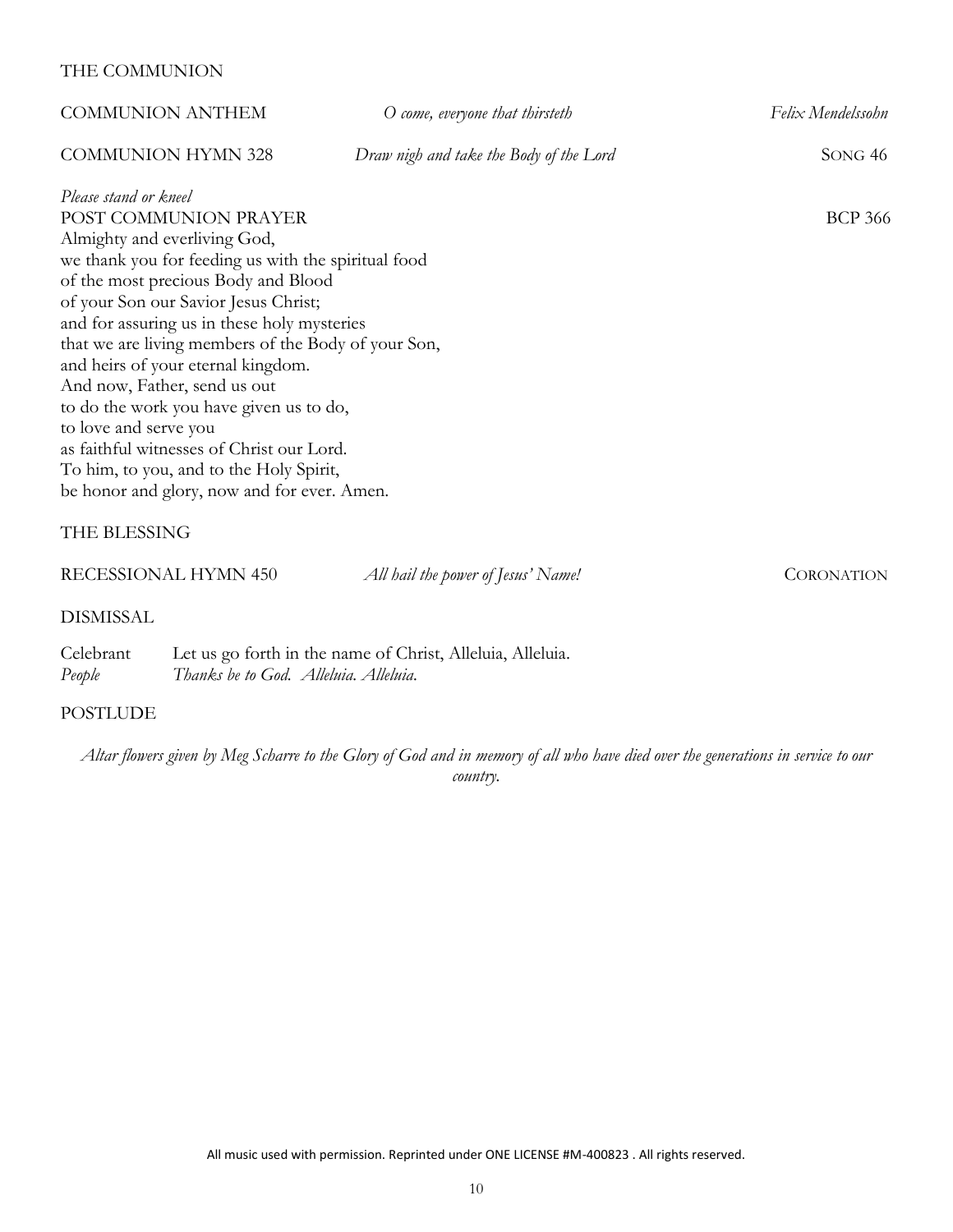## THE COMMUNION

COMMUNION ANTHEM — *O come, everyone that thirsteth* — *Felix Mendelssohn*

COMMUNION HYMN 328 — *Draw nigh and take the Body of the Lord* — SONG 46

*Please stand or kneel*

POST COMMUNION PRAYER — BCP 366

Almighty and everliving God,
we thank you for feeding us with the spiritual food
of the most precious Body and Blood
of your Son our Savior Jesus Christ;
and for assuring us in these holy mysteries
that we are living members of the Body of your Son,
and heirs of your eternal kingdom.
And now, Father, send us out
to do the work you have given us to do,
to love and serve you
as faithful witnesses of Christ our Lord.
To him, to you, and to the Holy Spirit,
be honor and glory, now and for ever. Amen.

## THE BLESSING

RECESSIONAL HYMN 450 — *All hail the power of Jesus' Name!* — CORONATION

## DISMISSAL

Celebrant — Let us go forth in the name of Christ, Alleluia, Alleluia.
*People* — *Thanks be to God. Alleluia. Alleluia.*

## POSTLUDE

*Altar flowers given by Meg Scharre to the Glory of God and in memory of all who have died over the generations in service to our country.*

All music used with permission. Reprinted under ONE LICENSE #M-400823 . All rights reserved.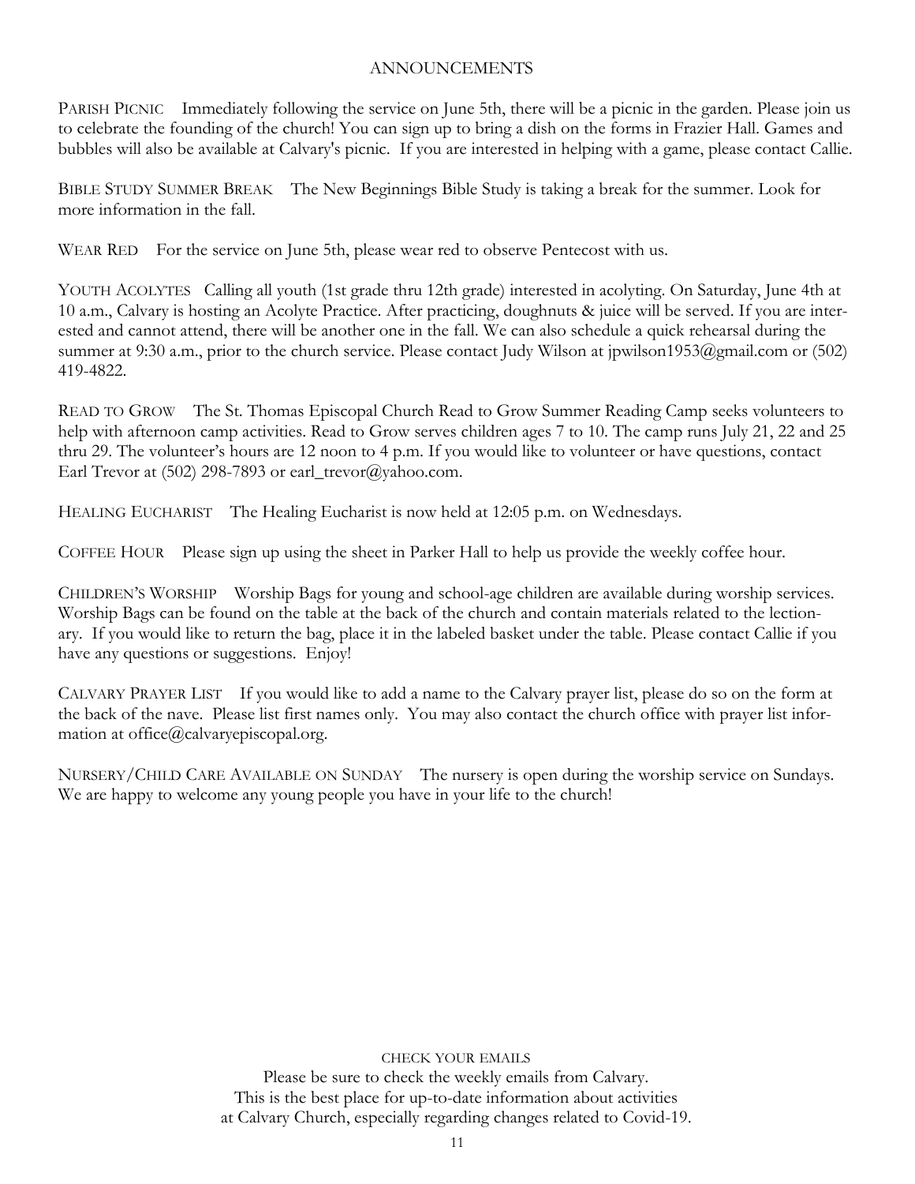## ANNOUNCEMENTS

PARISH PICNIC Immediately following the service on June 5th, there will be a picnic in the garden. Please join us to celebrate the founding of the church! You can sign up to bring a dish on the forms in Frazier Hall. Games and bubbles will also be available at Calvary's picnic. If you are interested in helping with a game, please contact Callie.

BIBLE STUDY SUMMER BREAK The New Beginnings Bible Study is taking a break for the summer. Look for more information in the fall.

WEAR RED For the service on June 5th, please wear red to observe Pentecost with us.

YOUTH ACOLYTES Calling all youth (1st grade thru 12th grade) interested in acolyting. On Saturday, June 4th at 10 a.m., Calvary is hosting an Acolyte Practice. After practicing, doughnuts & juice will be served. If you are interested and cannot attend, there will be another one in the fall. We can also schedule a quick rehearsal during the summer at 9:30 a.m., prior to the church service. Please contact Judy Wilson at jpwilson1953@gmail.com or (502) 419-4822.

READ TO GROW The St. Thomas Episcopal Church Read to Grow Summer Reading Camp seeks volunteers to help with afternoon camp activities. Read to Grow serves children ages 7 to 10. The camp runs July 21, 22 and 25 thru 29. The volunteer's hours are 12 noon to 4 p.m. If you would like to volunteer or have questions, contact Earl Trevor at (502) 298-7893 or earl_trevor@yahoo.com.

HEALING EUCHARIST The Healing Eucharist is now held at 12:05 p.m. on Wednesdays.

COFFEE HOUR Please sign up using the sheet in Parker Hall to help us provide the weekly coffee hour.

CHILDREN'S WORSHIP Worship Bags for young and school-age children are available during worship services. Worship Bags can be found on the table at the back of the church and contain materials related to the lectionary. If you would like to return the bag, place it in the labeled basket under the table. Please contact Callie if you have any questions or suggestions. Enjoy!

CALVARY PRAYER LIST If you would like to add a name to the Calvary prayer list, please do so on the form at the back of the nave. Please list first names only. You may also contact the church office with prayer list information at office@calvaryepiscopal.org.

NURSERY/CHILD CARE AVAILABLE ON SUNDAY The nursery is open during the worship service on Sundays. We are happy to welcome any young people you have in your life to the church!

CHECK YOUR EMAILS

Please be sure to check the weekly emails from Calvary.
This is the best place for up-to-date information about activities
at Calvary Church, especially regarding changes related to Covid-19.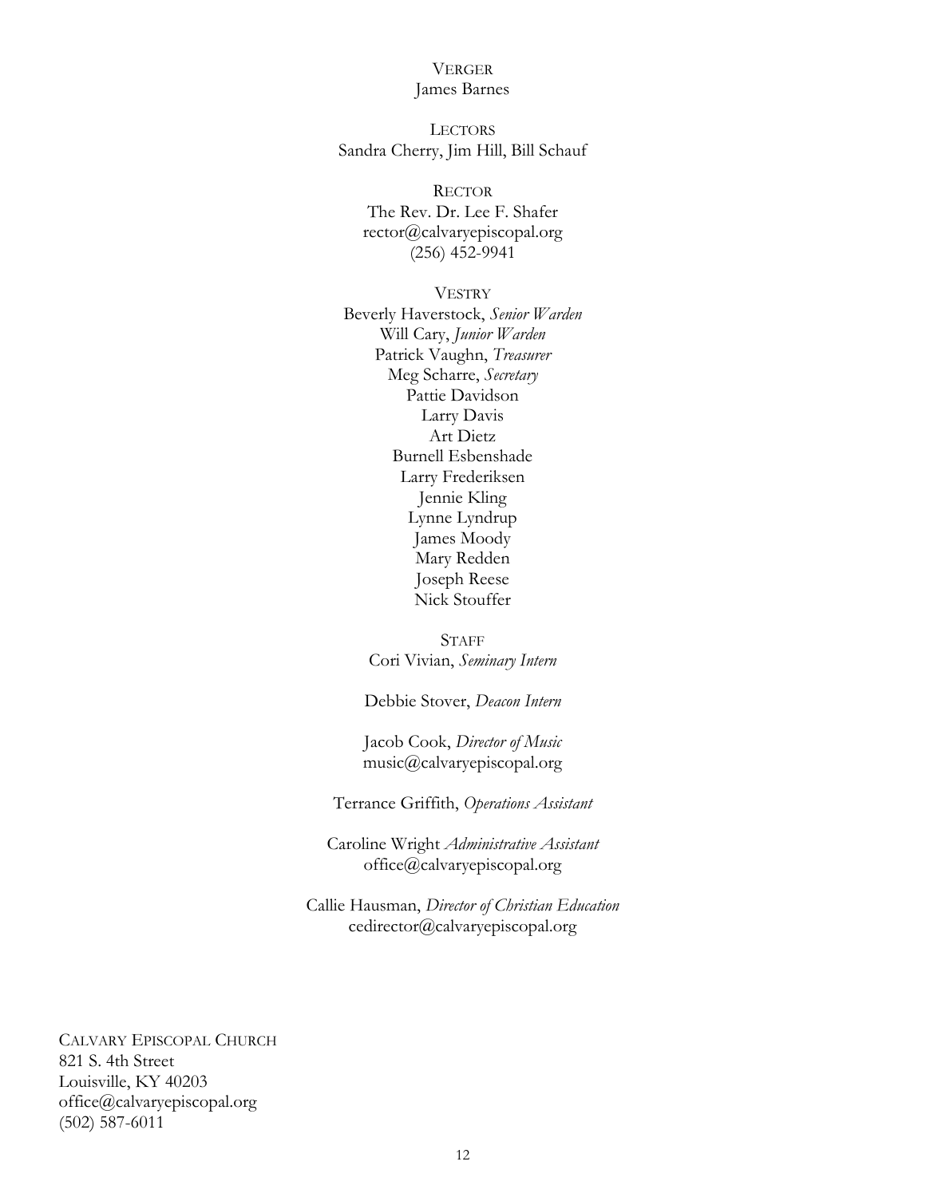VERGER
James Barnes

LECTORS
Sandra Cherry, Jim Hill, Bill Schauf

RECTOR
The Rev. Dr. Lee F. Shafer
rector@calvaryepiscopal.org
(256) 452-9941

VESTRY
Beverly Haverstock, *Senior Warden*
Will Cary, *Junior Warden*
Patrick Vaughn, *Treasurer*
Meg Scharre, *Secretary*
Pattie Davidson
Larry Davis
Art Dietz
Burnell Esbenshade
Larry Frederiksen
Jennie Kling
Lynne Lyndrup
James Moody
Mary Redden
Joseph Reese
Nick Stouffer

STAFF
Cori Vivian, *Seminary Intern*

Debbie Stover, *Deacon Intern*

Jacob Cook, *Director of Music*
music@calvaryepiscopal.org

Terrance Griffith, *Operations Assistant*

Caroline Wright *Administrative Assistant*
office@calvaryepiscopal.org

Callie Hausman, *Director of Christian Education*
cedirector@calvaryepiscopal.org

CALVARY EPISCOPAL CHURCH
821 S. 4th Street
Louisville, KY 40203
office@calvaryepiscopal.org
(502) 587-6011